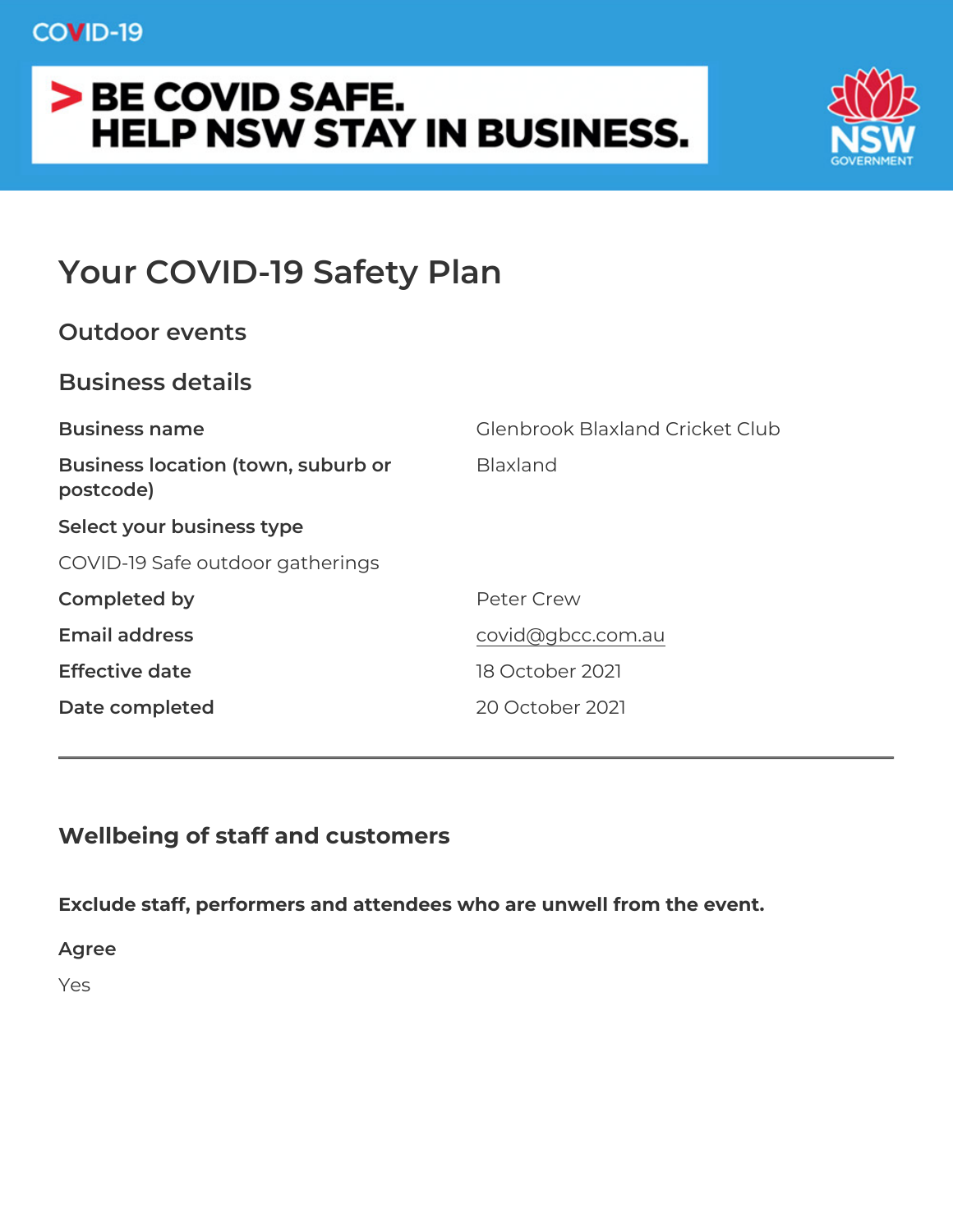COVID-19

**> BE COVID SAFE.**
**HELP NSW STAY IN BUSINESS.**

NSW GOVERNMENT

# Your COVID-19 Safety Plan

## Outdoor events

## Business details

| | |
|---|---|
| **Business name** | Glenbrook Blaxland Cricket Club |
| **Business location (town, suburb or postcode)** | Blaxland |

**Select your business type**

COVID-19 Safe outdoor gatherings

| | |
|---|---|
| **Completed by** | Peter Crew |
| **Email address** | covid@gbcc.com.au |
| **Effective date** | 18 October 2021 |
| **Date completed** | 20 October 2021 |

---

## Wellbeing of staff and customers

**Exclude staff, performers and attendees who are unwell from the event.**

**Agree**

Yes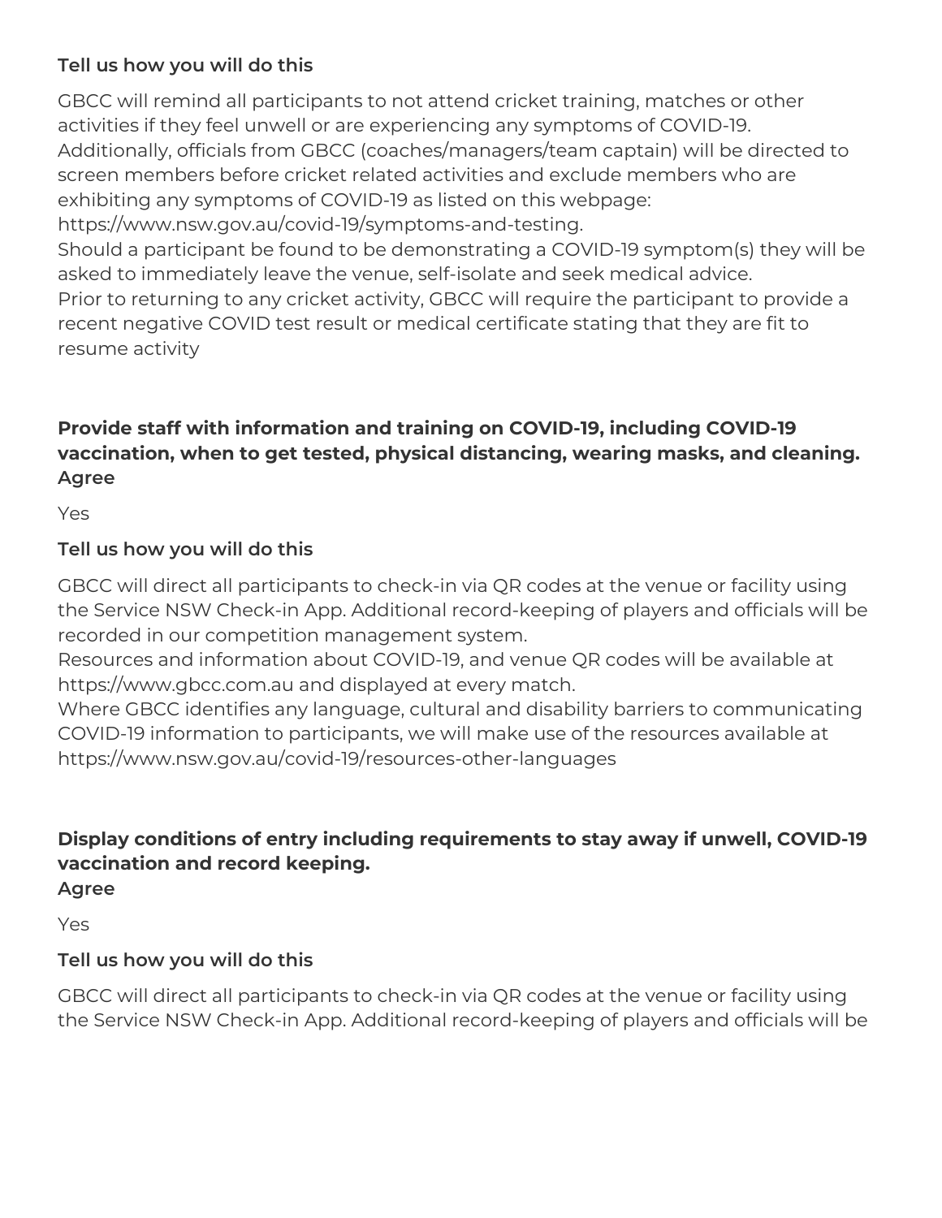**Tell us how you will do this**

GBCC will remind all participants to not attend cricket training, matches or other activities if they feel unwell or are experiencing any symptoms of COVID-19.
Additionally, officials from GBCC (coaches/managers/team captain) will be directed to screen members before cricket related activities and exclude members who are exhibiting any symptoms of COVID-19 as listed on this webpage:
https://www.nsw.gov.au/covid-19/symptoms-and-testing.
Should a participant be found to be demonstrating a COVID-19 symptom(s) they will be asked to immediately leave the venue, self-isolate and seek medical advice.
Prior to returning to any cricket activity, GBCC will require the participant to provide a recent negative COVID test result or medical certificate stating that they are fit to resume activity

**Provide staff with information and training on COVID-19, including COVID-19 vaccination, when to get tested, physical distancing, wearing masks, and cleaning.**
**Agree**

Yes

**Tell us how you will do this**

GBCC will direct all participants to check-in via QR codes at the venue or facility using the Service NSW Check-in App. Additional record-keeping of players and officials will be recorded in our competition management system.
Resources and information about COVID-19, and venue QR codes will be available at https://www.gbcc.com.au and displayed at every match.
Where GBCC identifies any language, cultural and disability barriers to communicating COVID-19 information to participants, we will make use of the resources available at https://www.nsw.gov.au/covid-19/resources-other-languages

**Display conditions of entry including requirements to stay away if unwell, COVID-19 vaccination and record keeping.**
**Agree**

Yes

**Tell us how you will do this**

GBCC will direct all participants to check-in via QR codes at the venue or facility using the Service NSW Check-in App. Additional record-keeping of players and officials will be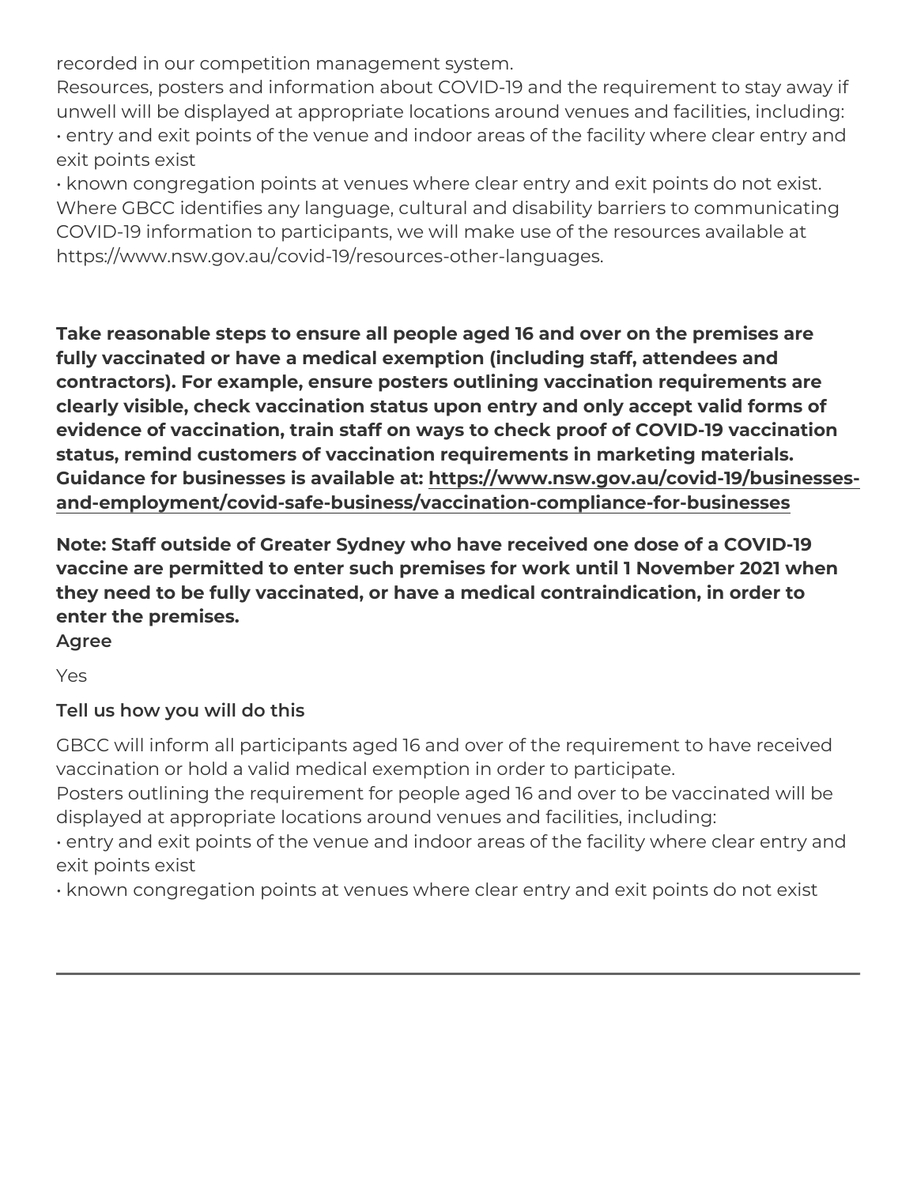recorded in our competition management system.
Resources, posters and information about COVID-19 and the requirement to stay away if unwell will be displayed at appropriate locations around venues and facilities, including:
• entry and exit points of the venue and indoor areas of the facility where clear entry and exit points exist
• known congregation points at venues where clear entry and exit points do not exist.
Where GBCC identifies any language, cultural and disability barriers to communicating COVID-19 information to participants, we will make use of the resources available at https://www.nsw.gov.au/covid-19/resources-other-languages.

**Take reasonable steps to ensure all people aged 16 and over on the premises are fully vaccinated or have a medical exemption (including staff, attendees and contractors). For example, ensure posters outlining vaccination requirements are clearly visible, check vaccination status upon entry and only accept valid forms of evidence of vaccination, train staff on ways to check proof of COVID-19 vaccination status, remind customers of vaccination requirements in marketing materials. Guidance for businesses is available at: https://www.nsw.gov.au/covid-19/businesses-and-employment/covid-safe-business/vaccination-compliance-for-businesses**

**Note: Staff outside of Greater Sydney who have received one dose of a COVID-19 vaccine are permitted to enter such premises for work until 1 November 2021 when they need to be fully vaccinated, or have a medical contraindication, in order to enter the premises.**

**Agree**

Yes

**Tell us how you will do this**

GBCC will inform all participants aged 16 and over of the requirement to have received vaccination or hold a valid medical exemption in order to participate.
Posters outlining the requirement for people aged 16 and over to be vaccinated will be displayed at appropriate locations around venues and facilities, including:
• entry and exit points of the venue and indoor areas of the facility where clear entry and exit points exist
• known congregation points at venues where clear entry and exit points do not exist

---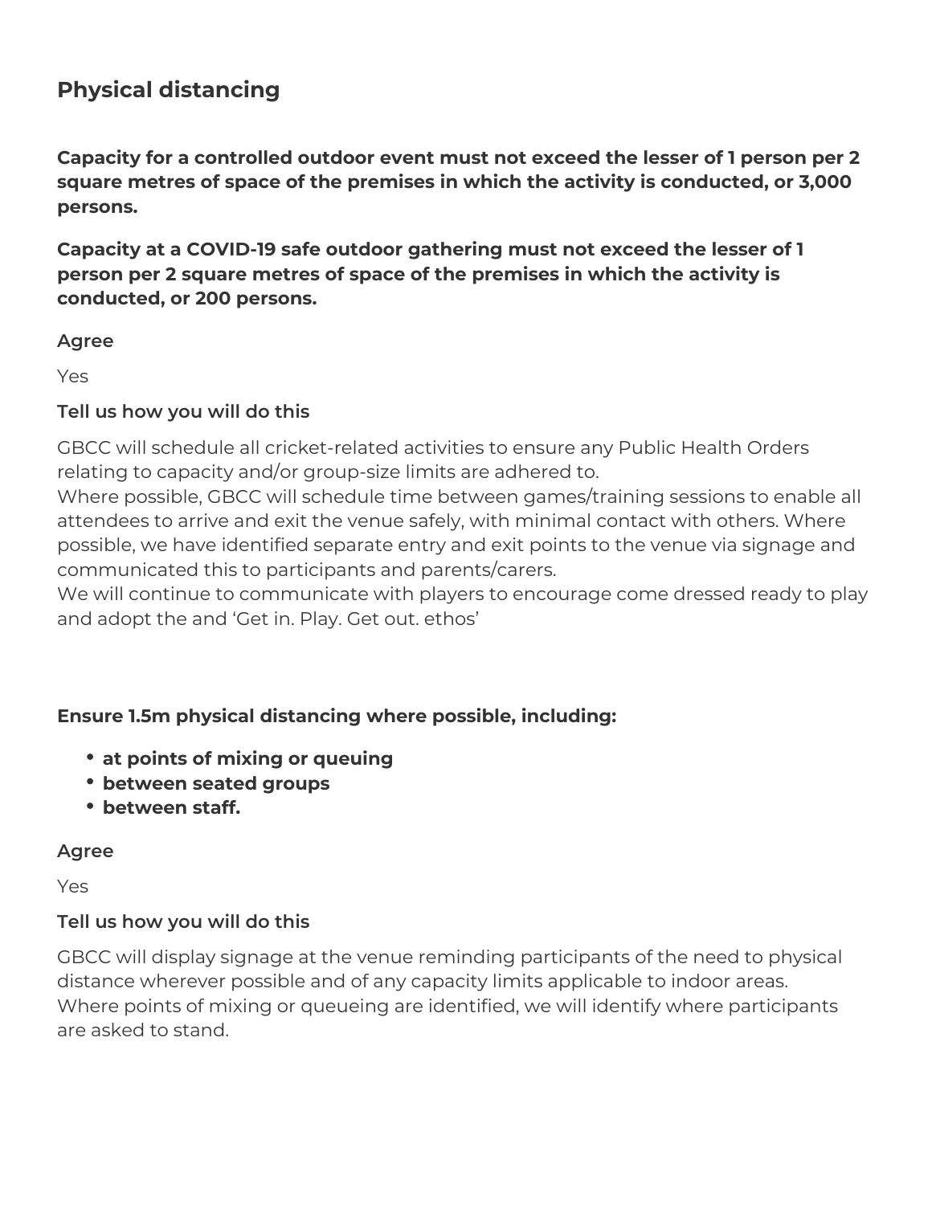## Physical distancing

**Capacity for a controlled outdoor event must not exceed the lesser of 1 person per 2 square metres of space of the premises in which the activity is conducted, or 3,000 persons.**

**Capacity at a COVID-19 safe outdoor gathering must not exceed the lesser of 1 person per 2 square metres of space of the premises in which the activity is conducted, or 200 persons.**

**Agree**

Yes

**Tell us how you will do this**

GBCC will schedule all cricket-related activities to ensure any Public Health Orders relating to capacity and/or group-size limits are adhered to.
Where possible, GBCC will schedule time between games/training sessions to enable all attendees to arrive and exit the venue safely, with minimal contact with others. Where possible, we have identified separate entry and exit points to the venue via signage and communicated this to participants and parents/carers.
We will continue to communicate with players to encourage come dressed ready to play and adopt the and 'Get in. Play. Get out. ethos'

**Ensure 1.5m physical distancing where possible, including:**

- **at points of mixing or queuing**
- **between seated groups**
- **between staff.**

**Agree**

Yes

**Tell us how you will do this**

GBCC will display signage at the venue reminding participants of the need to physical distance wherever possible and of any capacity limits applicable to indoor areas.
Where points of mixing or queueing are identified, we will identify where participants are asked to stand.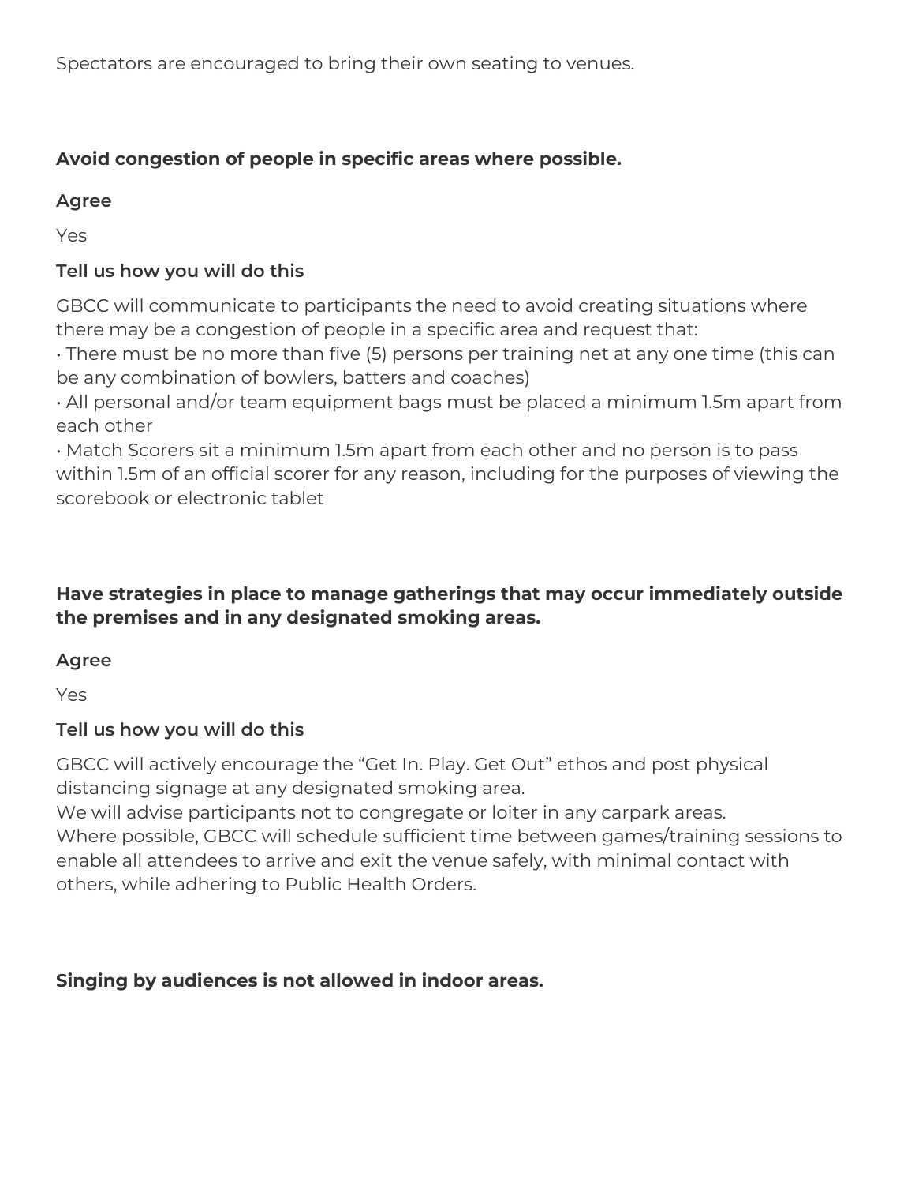Spectators are encouraged to bring their own seating to venues.

**Avoid congestion of people in specific areas where possible.**

**Agree**

Yes

**Tell us how you will do this**

GBCC will communicate to participants the need to avoid creating situations where there may be a congestion of people in a specific area and request that:

- There must be no more than five (5) persons per training net at any one time (this can be any combination of bowlers, batters and coaches)
- All personal and/or team equipment bags must be placed a minimum 1.5m apart from each other
- Match Scorers sit a minimum 1.5m apart from each other and no person is to pass within 1.5m of an official scorer for any reason, including for the purposes of viewing the scorebook or electronic tablet

**Have strategies in place to manage gatherings that may occur immediately outside the premises and in any designated smoking areas.**

**Agree**

Yes

**Tell us how you will do this**

GBCC will actively encourage the “Get In. Play. Get Out” ethos and post physical distancing signage at any designated smoking area.
We will advise participants not to congregate or loiter in any carpark areas.
Where possible, GBCC will schedule sufficient time between games/training sessions to enable all attendees to arrive and exit the venue safely, with minimal contact with others, while adhering to Public Health Orders.

**Singing by audiences is not allowed in indoor areas.**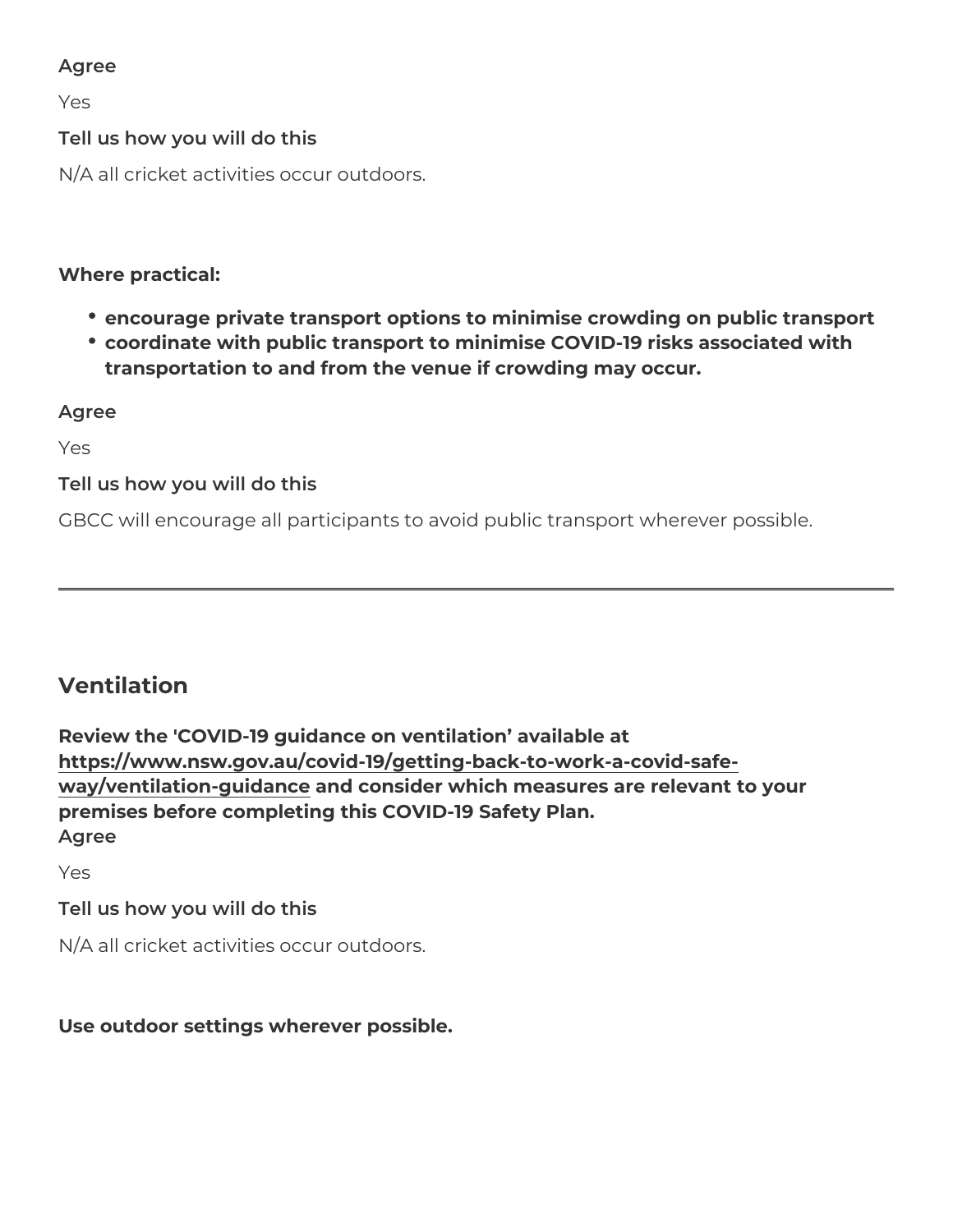**Agree**

Yes

**Tell us how you will do this**

N/A all cricket activities occur outdoors.

**Where practical:**

- **encourage private transport options to minimise crowding on public transport**
- **coordinate with public transport to minimise COVID-19 risks associated with transportation to and from the venue if crowding may occur.**

**Agree**

Yes

**Tell us how you will do this**

GBCC will encourage all participants to avoid public transport wherever possible.

---

## Ventilation

**Review the 'COVID-19 guidance on ventilation' available at [https://www.nsw.gov.au/covid-19/getting-back-to-work-a-covid-safe-way/ventilation-guidance](https://www.nsw.gov.au/covid-19/getting-back-to-work-a-covid-safe-way/ventilation-guidance) and consider which measures are relevant to your premises before completing this COVID-19 Safety Plan.**

**Agree**

Yes

**Tell us how you will do this**

N/A all cricket activities occur outdoors.

**Use outdoor settings wherever possible.**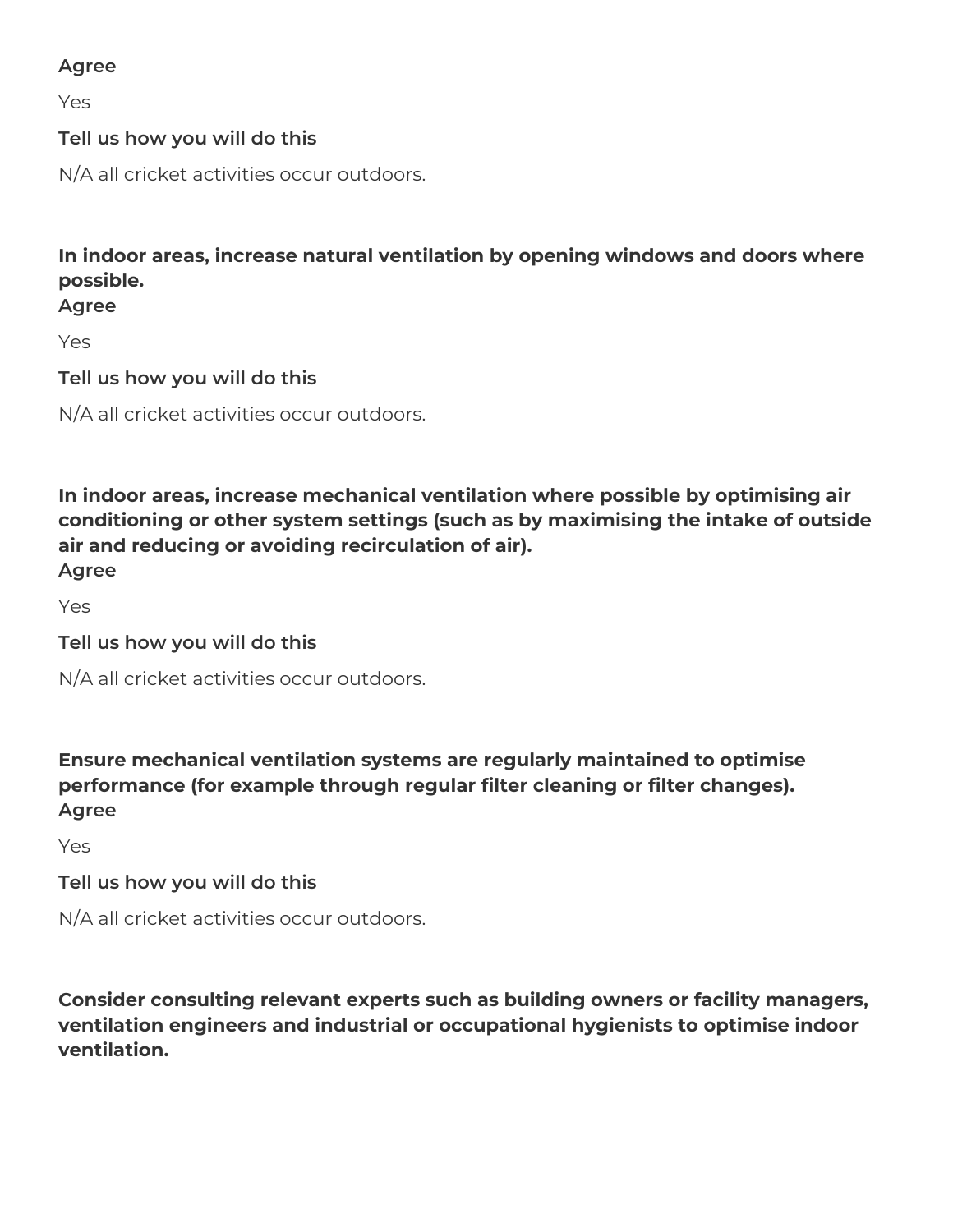**Agree**

Yes

**Tell us how you will do this**

N/A all cricket activities occur outdoors.

**In indoor areas, increase natural ventilation by opening windows and doors where possible.**
**Agree**

Yes

**Tell us how you will do this**

N/A all cricket activities occur outdoors.

**In indoor areas, increase mechanical ventilation where possible by optimising air conditioning or other system settings (such as by maximising the intake of outside air and reducing or avoiding recirculation of air).**
**Agree**

Yes

**Tell us how you will do this**

N/A all cricket activities occur outdoors.

**Ensure mechanical ventilation systems are regularly maintained to optimise performance (for example through regular filter cleaning or filter changes).**
**Agree**

Yes

**Tell us how you will do this**

N/A all cricket activities occur outdoors.

**Consider consulting relevant experts such as building owners or facility managers, ventilation engineers and industrial or occupational hygienists to optimise indoor ventilation.**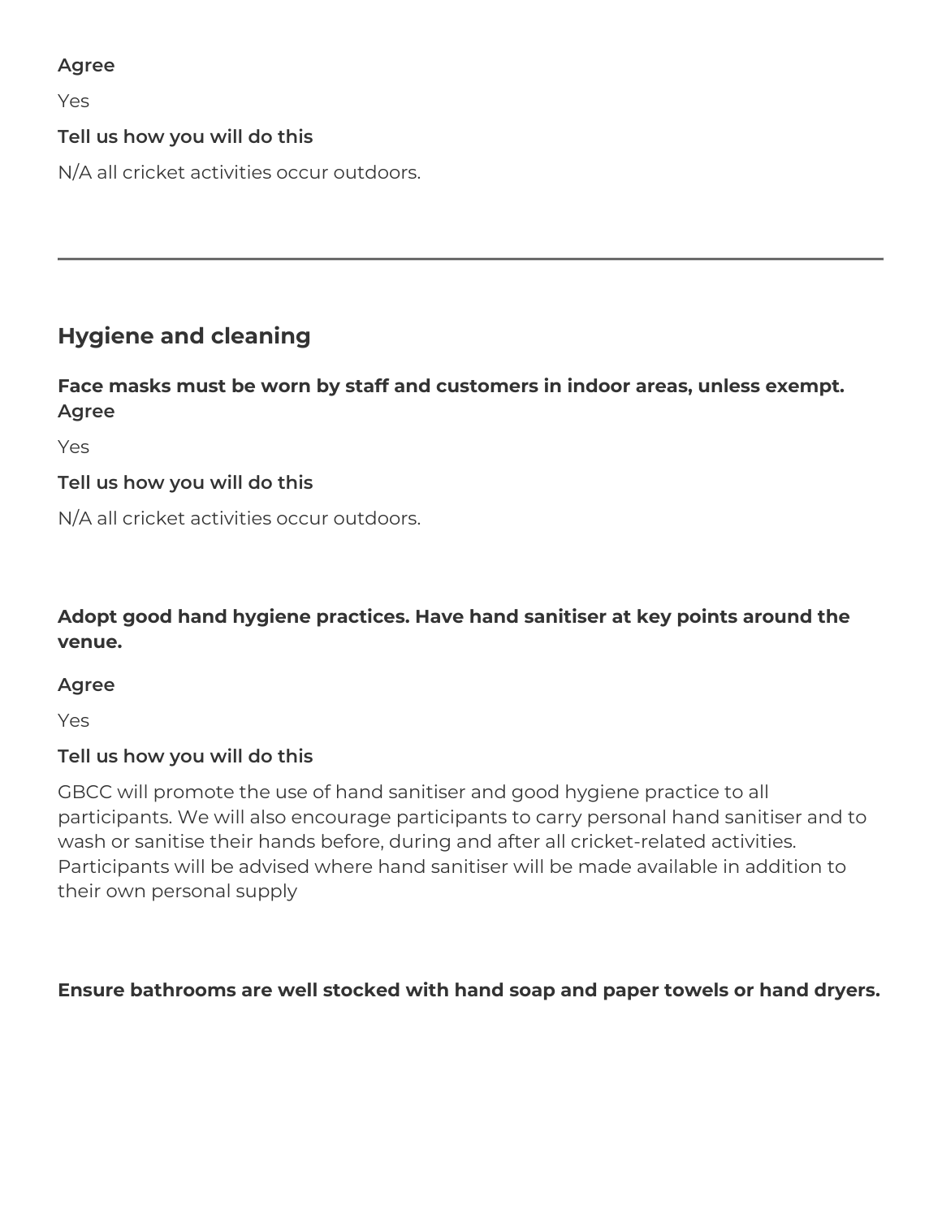**Agree**

Yes

**Tell us how you will do this**

N/A all cricket activities occur outdoors.

---

## Hygiene and cleaning

**Face masks must be worn by staff and customers in indoor areas, unless exempt.**
**Agree**

Yes

**Tell us how you will do this**

N/A all cricket activities occur outdoors.

**Adopt good hand hygiene practices. Have hand sanitiser at key points around the venue.**

**Agree**

Yes

**Tell us how you will do this**

GBCC will promote the use of hand sanitiser and good hygiene practice to all participants. We will also encourage participants to carry personal hand sanitiser and to wash or sanitise their hands before, during and after all cricket-related activities. Participants will be advised where hand sanitiser will be made available in addition to their own personal supply

**Ensure bathrooms are well stocked with hand soap and paper towels or hand dryers.**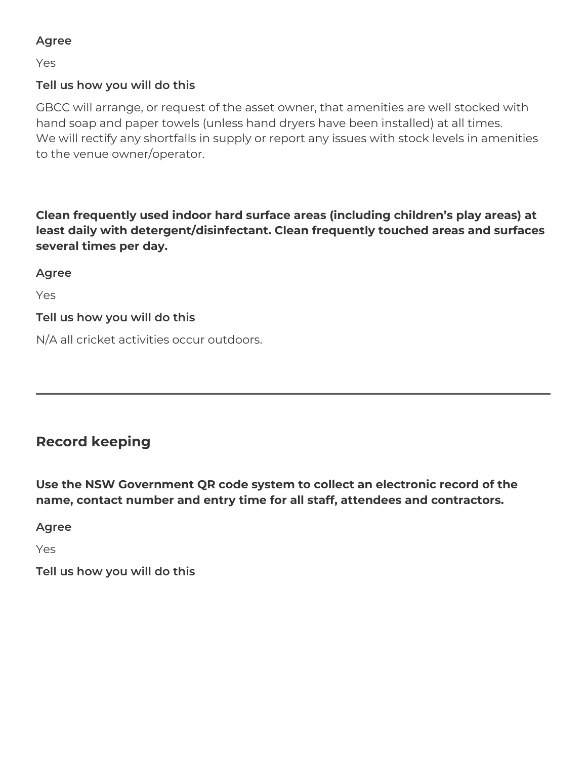**Agree**

Yes

**Tell us how you will do this**

GBCC will arrange, or request of the asset owner, that amenities are well stocked with hand soap and paper towels (unless hand dryers have been installed) at all times.
We will rectify any shortfalls in supply or report any issues with stock levels in amenities to the venue owner/operator.

**Clean frequently used indoor hard surface areas (including children's play areas) at least daily with detergent/disinfectant. Clean frequently touched areas and surfaces several times per day.**

**Agree**

Yes

**Tell us how you will do this**

N/A all cricket activities occur outdoors.

---

## Record keeping

**Use the NSW Government QR code system to collect an electronic record of the name, contact number and entry time for all staff, attendees and contractors.**

**Agree**

Yes

**Tell us how you will do this**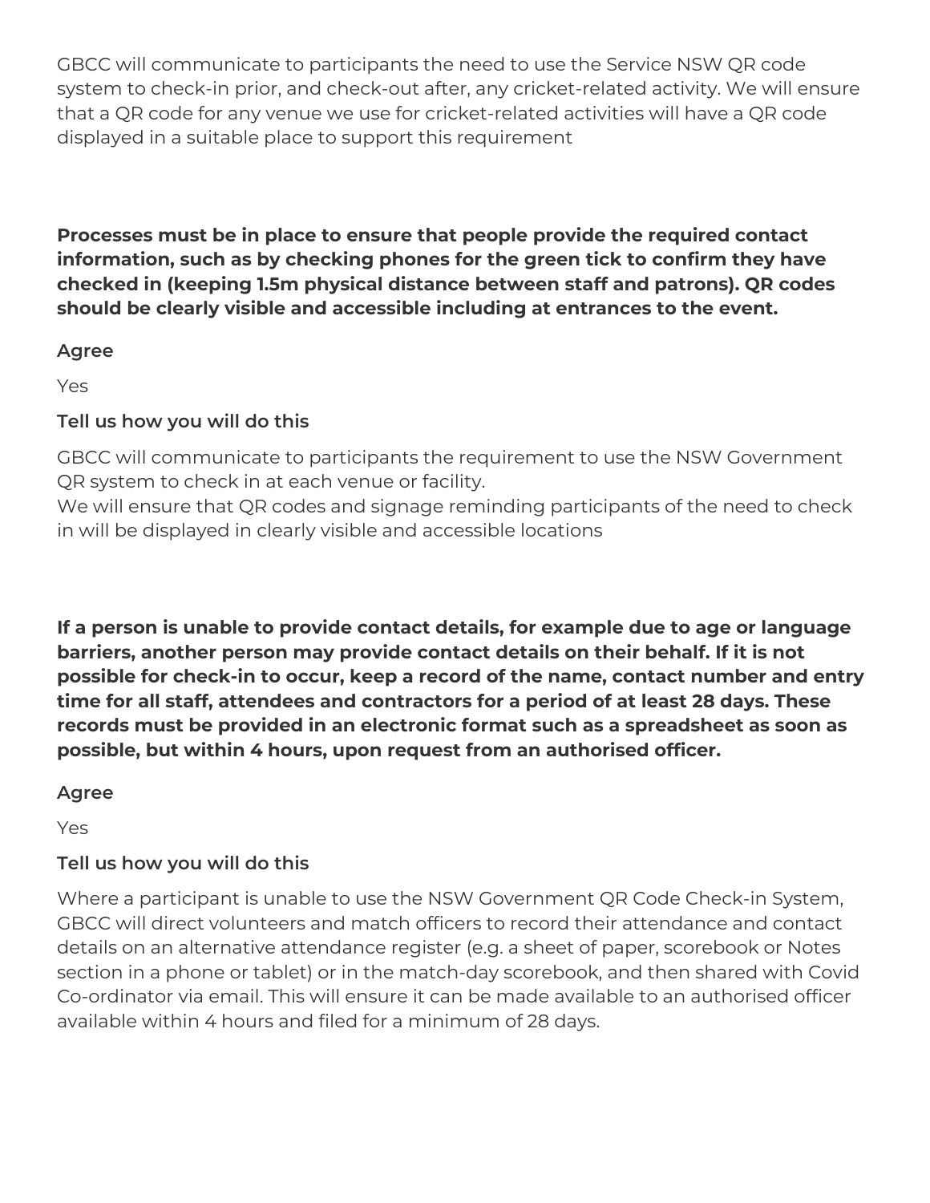GBCC will communicate to participants the need to use the Service NSW QR code system to check-in prior, and check-out after, any cricket-related activity. We will ensure that a QR code for any venue we use for cricket-related activities will have a QR code displayed in a suitable place to support this requirement

**Processes must be in place to ensure that people provide the required contact information, such as by checking phones for the green tick to confirm they have checked in (keeping 1.5m physical distance between staff and patrons). QR codes should be clearly visible and accessible including at entrances to the event.**

**Agree**

Yes

**Tell us how you will do this**

GBCC will communicate to participants the requirement to use the NSW Government QR system to check in at each venue or facility.
We will ensure that QR codes and signage reminding participants of the need to check in will be displayed in clearly visible and accessible locations

**If a person is unable to provide contact details, for example due to age or language barriers, another person may provide contact details on their behalf. If it is not possible for check-in to occur, keep a record of the name, contact number and entry time for all staff, attendees and contractors for a period of at least 28 days. These records must be provided in an electronic format such as a spreadsheet as soon as possible, but within 4 hours, upon request from an authorised officer.**

**Agree**

Yes

**Tell us how you will do this**

Where a participant is unable to use the NSW Government QR Code Check-in System, GBCC will direct volunteers and match officers to record their attendance and contact details on an alternative attendance register (e.g. a sheet of paper, scorebook or Notes section in a phone or tablet) or in the match-day scorebook, and then shared with Covid Co-ordinator via email. This will ensure it can be made available to an authorised officer available within 4 hours and filed for a minimum of 28 days.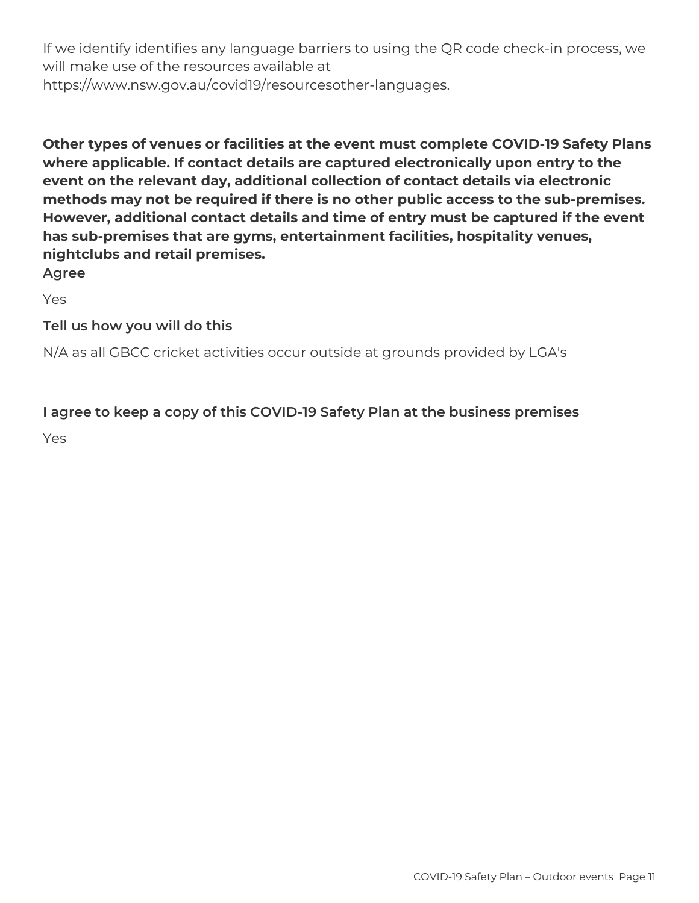If we identify identifies any language barriers to using the QR code check-in process, we will make use of the resources available at https://www.nsw.gov.au/covid19/resourcesother-languages.

**Other types of venues or facilities at the event must complete COVID-19 Safety Plans where applicable. If contact details are captured electronically upon entry to the event on the relevant day, additional collection of contact details via electronic methods may not be required if there is no other public access to the sub-premises. However, additional contact details and time of entry must be captured if the event has sub-premises that are gyms, entertainment facilities, hospitality venues, nightclubs and retail premises.**

**Agree**

Yes

**Tell us how you will do this**

N/A as all GBCC cricket activities occur outside at grounds provided by LGA's

**I agree to keep a copy of this COVID-19 Safety Plan at the business premises**

Yes